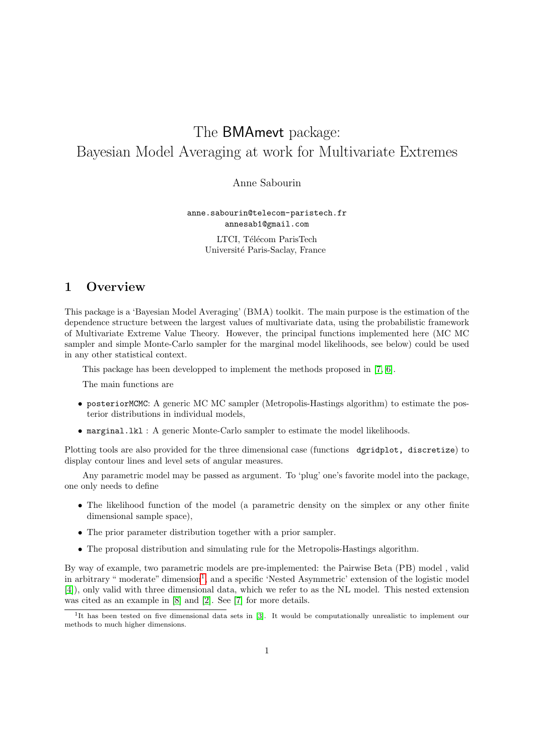# The BMAmevt package: Bayesian Model Averaging at work for Multivariate Extremes

Anne Sabourin

anne.sabourin@telecom-paristech.fr
annesab1@gmail.com

LTCI, Télécom ParisTech
Université Paris-Saclay, France

## 1 Overview

This package is a 'Bayesian Model Averaging' (BMA) toolkit. The main purpose is the estimation of the dependence structure between the largest values of multivariate data, using the probabilistic framework of Multivariate Extreme Value Theory. However, the principal functions implemented here (MC MC sampler and simple Monte-Carlo sampler for the marginal model likelihoods, see below) could be used in any other statistical context.

This package has been developped to implement the methods proposed in [7, 6].

The main functions are

- `posteriorMCMC`: A generic MC MC sampler (Metropolis-Hastings algorithm) to estimate the posterior distributions in individual models,
- `marginal.lkl` : A generic Monte-Carlo sampler to estimate the model likelihoods.

Plotting tools are also provided for the three dimensional case (functions `dgridplot, discretize`) to display contour lines and level sets of angular measures.

Any parametric model may be passed as argument. To 'plug' one's favorite model into the package, one only needs to define

- The likelihood function of the model (a parametric density on the simplex or any other finite dimensional sample space),
- The prior parameter distribution together with a prior sampler.
- The proposal distribution and simulating rule for the Metropolis-Hastings algorithm.

By way of example, two parametric models are pre-implemented: the Pairwise Beta (PB) model , valid in arbitrary " moderate" dimension[1], and a specific 'Nested Asymmetric' extension of the logistic model [4]), only valid with three dimensional data, which we refer to as the NL model. This nested extension was cited as an example in [8] and [2]. See [7] for more details.

[1] It has been tested on five dimensional data sets in [3]. It would be computationally unrealistic to implement our methods to much higher dimensions.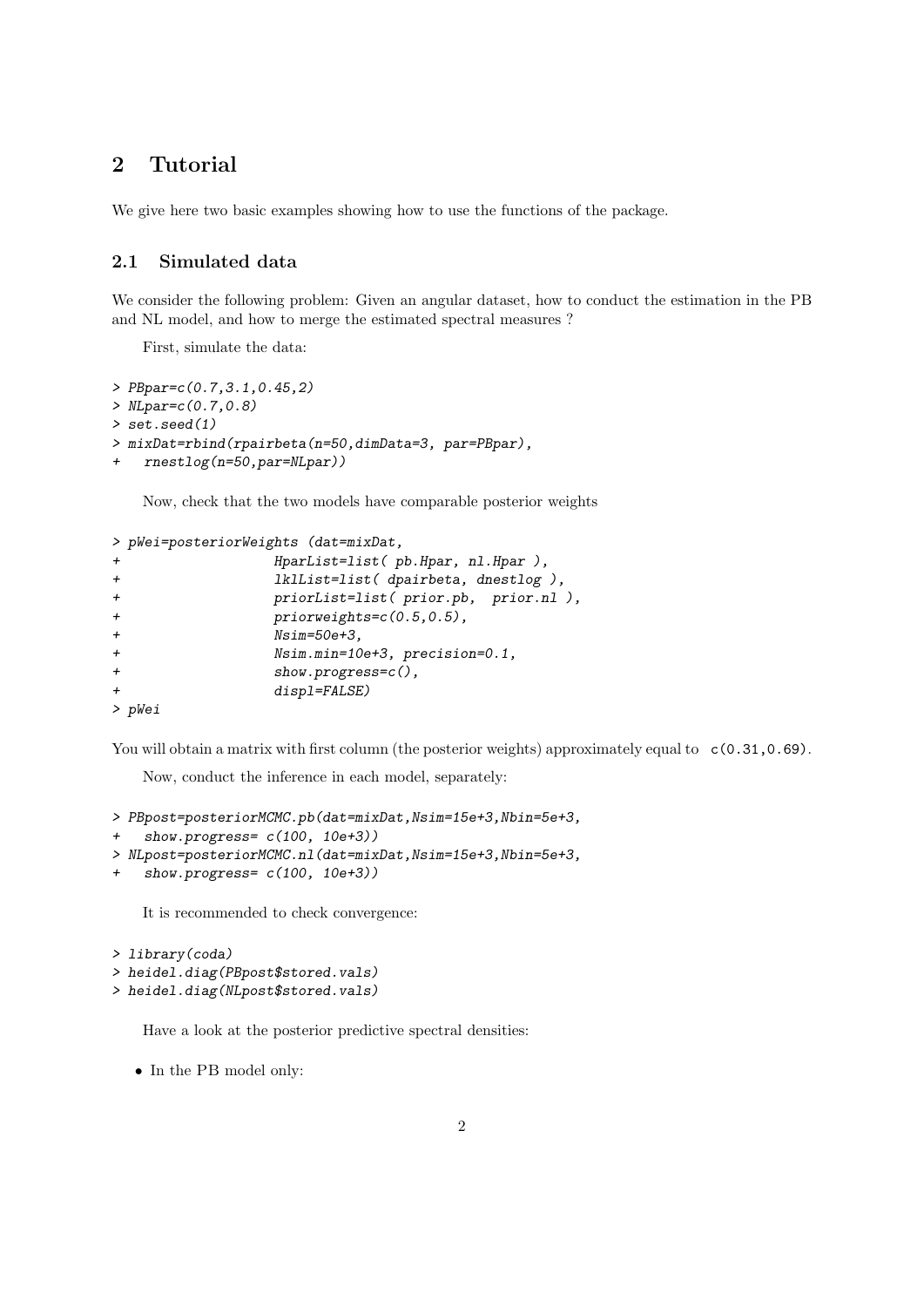# 2 Tutorial

We give here two basic examples showing how to use the functions of the package.

## 2.1 Simulated data

We consider the following problem: Given an angular dataset, how to conduct the estimation in the PB and NL model, and how to merge the estimated spectral measures ?

First, simulate the data:

```
> PBpar=c(0.7,3.1,0.45,2)
> NLpar=c(0.7,0.8)
> set.seed(1)
> mixDat=rbind(rpairbeta(n=50,dimData=3, par=PBpar),
+   rnestlog(n=50,par=NLpar))
```

Now, check that the two models have comparable posterior weights

```
> pWei=posteriorWeights (dat=mixDat,
+                  HparList=list( pb.Hpar, nl.Hpar ),
+                  lklList=list( dpairbeta, dnestlog ),
+                  priorList=list( prior.pb,  prior.nl ),
+                  priorweights=c(0.5,0.5),
+                  Nsim=50e+3,
+                  Nsim.min=10e+3, precision=0.1,
+                  show.progress=c(),
+                  displ=FALSE)
> pWei
```

You will obtain a matrix with first column (the posterior weights) approximately equal to `c(0.31,0.69)`.

Now, conduct the inference in each model, separately:

```
> PBpost=posteriorMCMC.pb(dat=mixDat,Nsim=15e+3,Nbin=5e+3,
+   show.progress= c(100, 10e+3))
> NLpost=posteriorMCMC.nl(dat=mixDat,Nsim=15e+3,Nbin=5e+3,
+   show.progress= c(100, 10e+3))
```

It is recommended to check convergence:

```
> library(coda)
> heidel.diag(PBpost$stored.vals)
> heidel.diag(NLpost$stored.vals)
```

Have a look at the posterior predictive spectral densities:

- In the PB model only: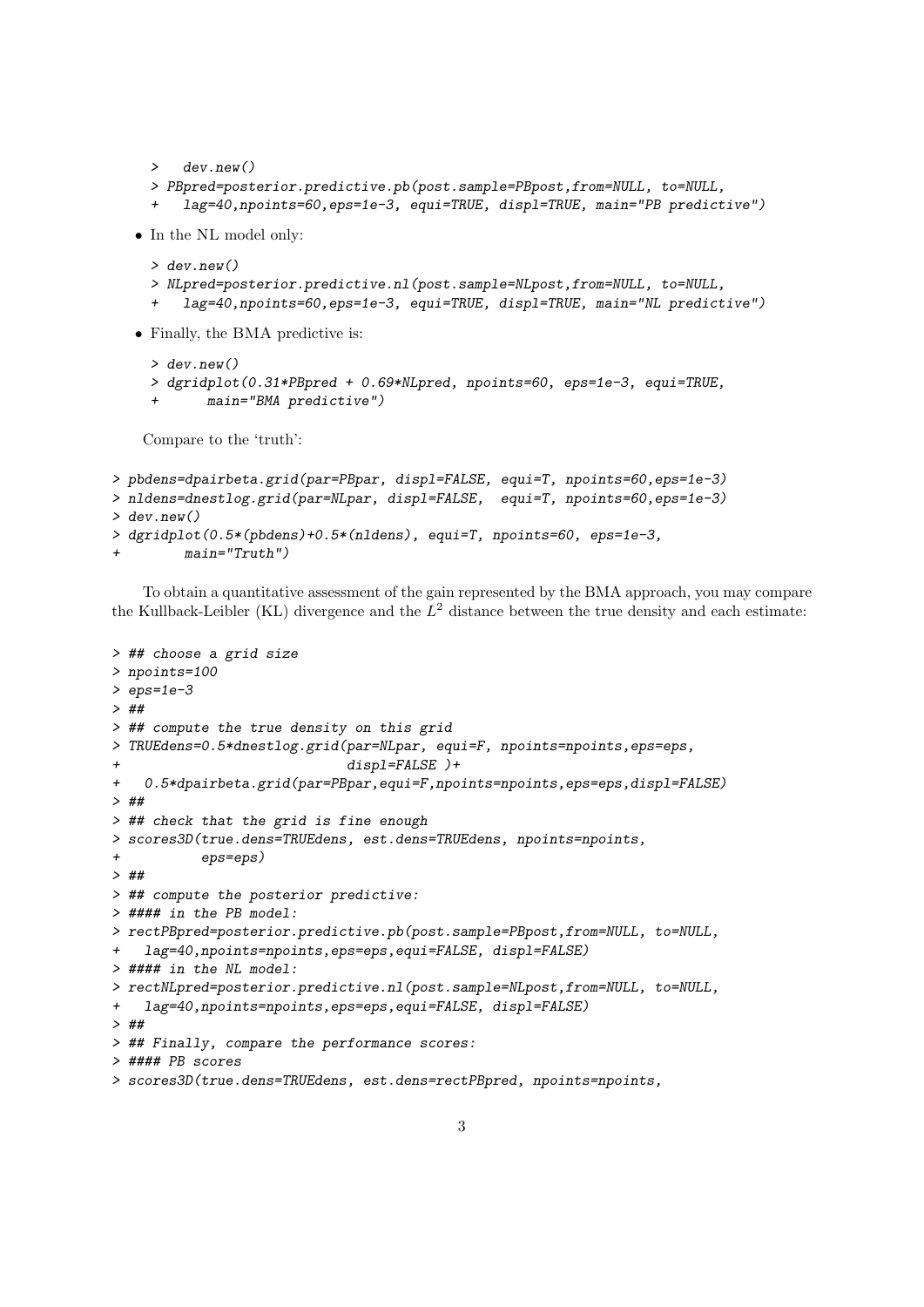```
>   dev.new()
> PBpred=posterior.predictive.pb(post.sample=PBpost,from=NULL, to=NULL,
+   lag=40,npoints=60,eps=1e-3, equi=TRUE, displ=TRUE, main="PB predictive")
```

- In the NL model only:

```
> dev.new()
> NLpred=posterior.predictive.nl(post.sample=NLpost,from=NULL, to=NULL,
+   lag=40,npoints=60,eps=1e-3, equi=TRUE, displ=TRUE, main="NL predictive")
```

- Finally, the BMA predictive is:

```
> dev.new()
> dgridplot(0.31*PBpred + 0.69*NLpred, npoints=60, eps=1e-3, equi=TRUE,
+      main="BMA predictive")
```

Compare to the 'truth':

```
> pbdens=dpairbeta.grid(par=PBpar, displ=FALSE, equi=T, npoints=60,eps=1e-3)
> nldens=dnestlog.grid(par=NLpar, displ=FALSE,  equi=T, npoints=60,eps=1e-3)
> dev.new()
> dgridplot(0.5*(pbdens)+0.5*(nldens), equi=T, npoints=60, eps=1e-3,
+        main="Truth")
```

To obtain a quantitative assessment of the gain represented by the BMA approach, you may compare the Kullback-Leibler (KL) divergence and the $L^2$ distance between the true density and each estimate:

```
> ## choose a grid size
> npoints=100
> eps=1e-3
> ##
> ## compute the true density on this grid
> TRUEdens=0.5*dnestlog.grid(par=NLpar, equi=F, npoints=npoints,eps=eps,
+                           displ=FALSE )+
+   0.5*dpairbeta.grid(par=PBpar,equi=F,npoints=npoints,eps=eps,displ=FALSE)
> ##
> ## check that the grid is fine enough
> scores3D(true.dens=TRUEdens, est.dens=TRUEdens, npoints=npoints,
+         eps=eps)
> ##
> ## compute the posterior predictive:
> #### in the PB model:
> rectPBpred=posterior.predictive.pb(post.sample=PBpost,from=NULL, to=NULL,
+   lag=40,npoints=npoints,eps=eps,equi=FALSE, displ=FALSE)
> #### in the NL model:
> rectNLpred=posterior.predictive.nl(post.sample=NLpost,from=NULL, to=NULL,
+   lag=40,npoints=npoints,eps=eps,equi=FALSE, displ=FALSE)
> ##
> ## Finally, compare the performance scores:
> #### PB scores
> scores3D(true.dens=TRUEdens, est.dens=rectPBpred, npoints=npoints,
```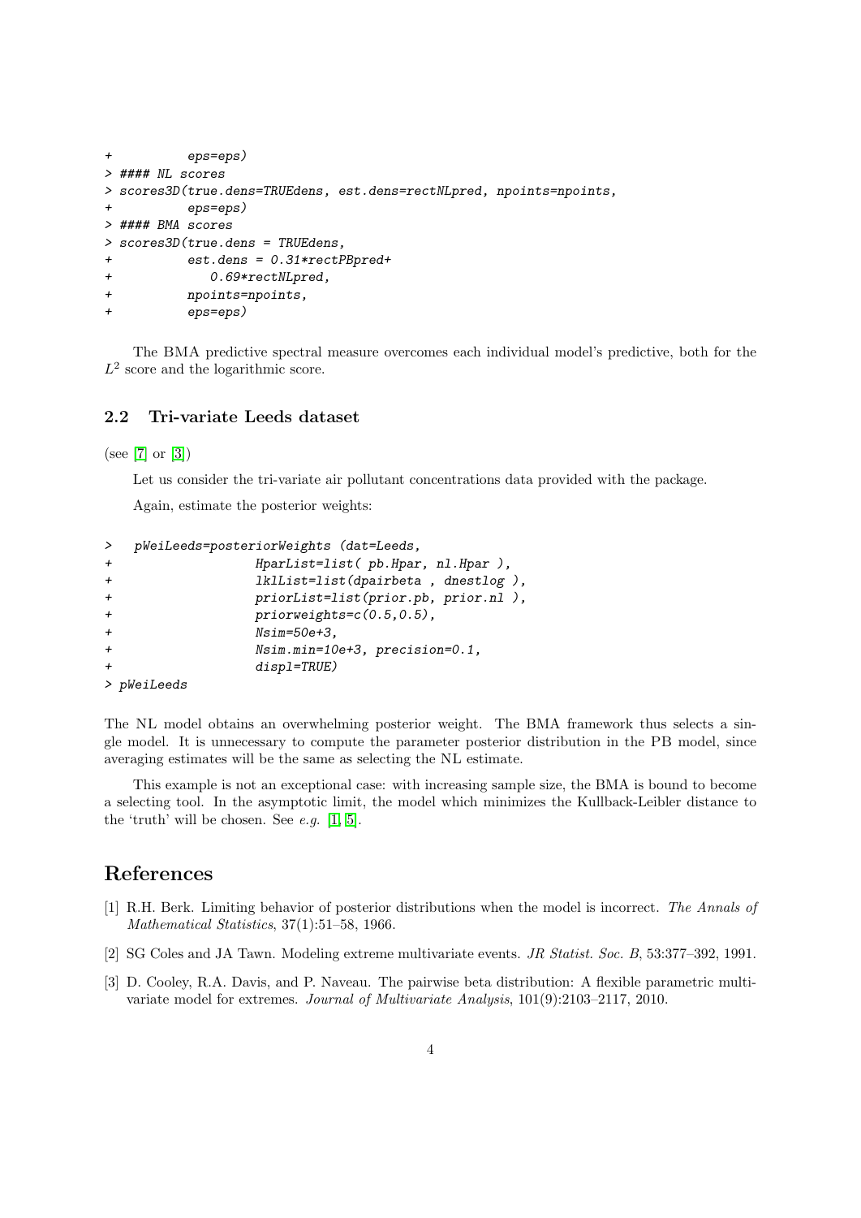```
+          eps=eps)
> #### NL scores
> scores3D(true.dens=TRUEdens, est.dens=rectNLpred, npoints=npoints,
+          eps=eps)
> #### BMA scores
> scores3D(true.dens = TRUEdens,
+          est.dens = 0.31*rectPBpred+
+             0.69*rectNLpred,
+          npoints=npoints,
+          eps=eps)
```

The BMA predictive spectral measure overcomes each individual model's predictive, both for the $L^2$ score and the logarithmic score.

### 2.2 Tri-variate Leeds dataset

(see [7] or [3])

Let us consider the tri-variate air pollutant concentrations data provided with the package.

Again, estimate the posterior weights:

```
>   pWeiLeeds=posteriorWeights (dat=Leeds,
+                  HparList=list( pb.Hpar, nl.Hpar ),
+                  lklList=list(dpairbeta , dnestlog ),
+                  priorList=list(prior.pb, prior.nl ),
+                  priorweights=c(0.5,0.5),
+                  Nsim=50e+3,
+                  Nsim.min=10e+3, precision=0.1,
+                  displ=TRUE)
> pWeiLeeds
```

The NL model obtains an overwhelming posterior weight. The BMA framework thus selects a single model. It is unnecessary to compute the parameter posterior distribution in the PB model, since averaging estimates will be the same as selecting the NL estimate.

This example is not an exceptional case: with increasing sample size, the BMA is bound to become a selecting tool. In the asymptotic limit, the model which minimizes the Kullback-Leibler distance to the 'truth' will be chosen. See *e.g.* [1, 5].

## References

[1] R.H. Berk. Limiting behavior of posterior distributions when the model is incorrect. *The Annals of Mathematical Statistics*, 37(1):51–58, 1966.

[2] SG Coles and JA Tawn. Modeling extreme multivariate events. *JR Statist. Soc. B*, 53:377–392, 1991.

[3] D. Cooley, R.A. Davis, and P. Naveau. The pairwise beta distribution: A flexible parametric multivariate model for extremes. *Journal of Multivariate Analysis*, 101(9):2103–2117, 2010.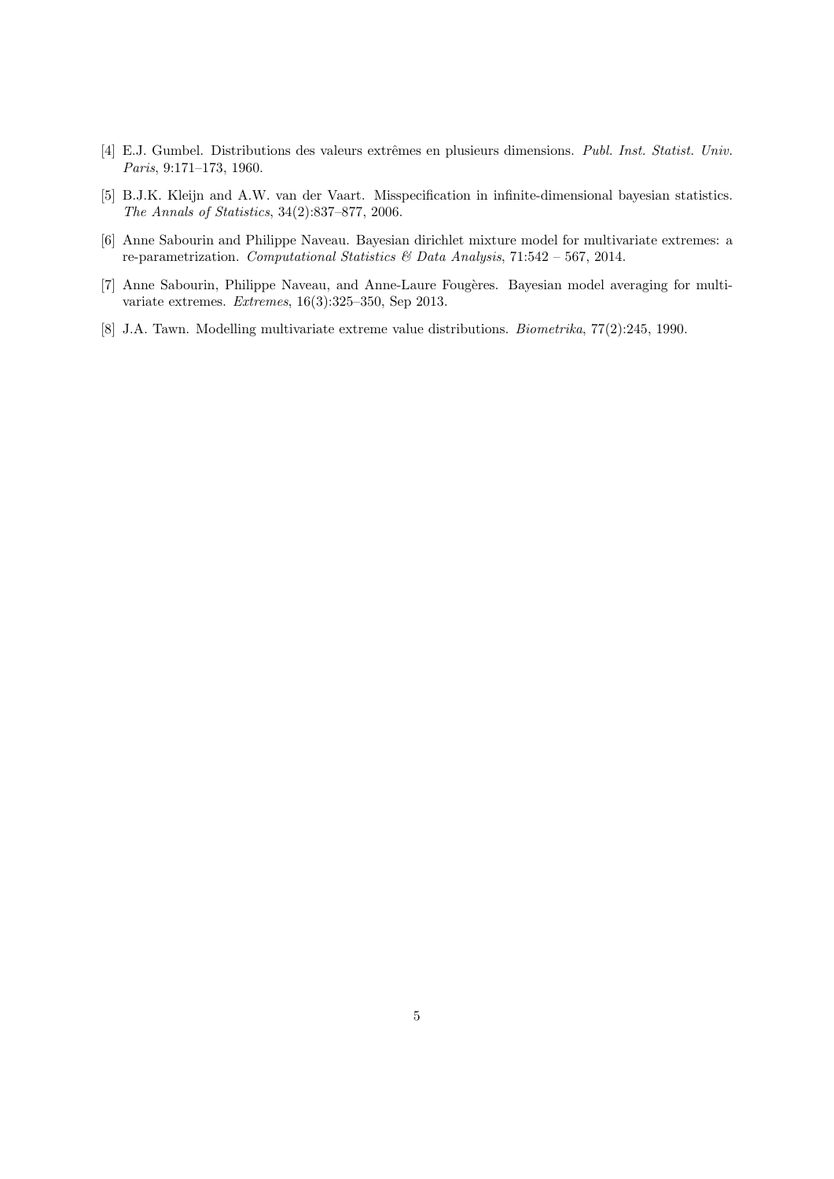[4] E.J. Gumbel. Distributions des valeurs extrêmes en plusieurs dimensions. *Publ. Inst. Statist. Univ. Paris*, 9:171–173, 1960.

[5] B.J.K. Kleijn and A.W. van der Vaart. Misspecification in infinite-dimensional bayesian statistics. *The Annals of Statistics*, 34(2):837–877, 2006.

[6] Anne Sabourin and Philippe Naveau. Bayesian dirichlet mixture model for multivariate extremes: a re-parametrization. *Computational Statistics & Data Analysis*, 71:542 – 567, 2014.

[7] Anne Sabourin, Philippe Naveau, and Anne-Laure Fougères. Bayesian model averaging for multivariate extremes. *Extremes*, 16(3):325–350, Sep 2013.

[8] J.A. Tawn. Modelling multivariate extreme value distributions. *Biometrika*, 77(2):245, 1990.